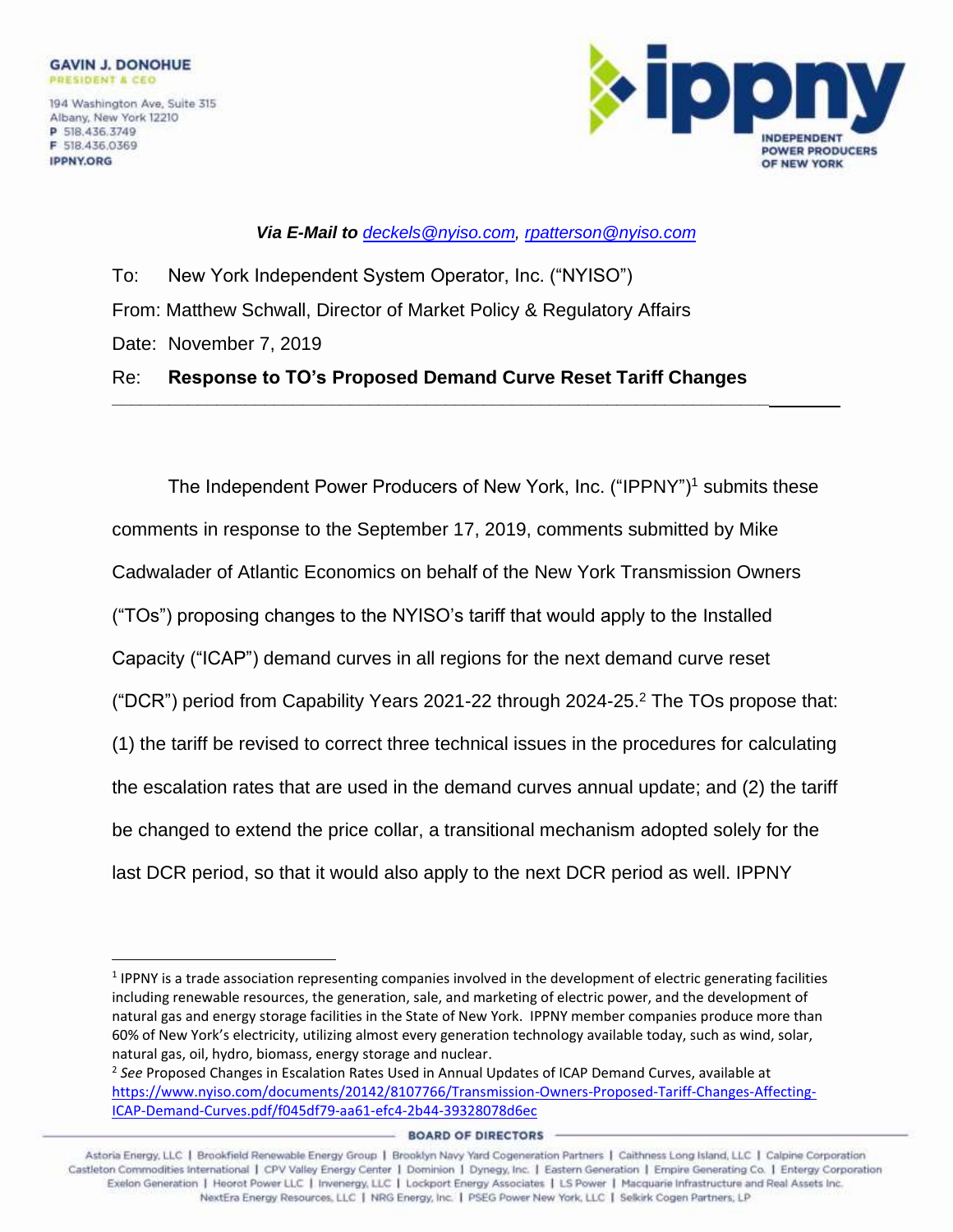GAVIN J. DONOHUE
PRESIDENT & CEO

194 Washington Ave, Suite 315
Albany, New York 12210
P 518.436.3749
F 518.436.0369
IPPNY.ORG

INDEPENDENT POWER PRODUCERS OF NEW YORK

***Via E-Mail to** [deckels@nyiso.com](mailto:deckels@nyiso.com), [rpatterson@nyiso.com](mailto:rpatterson@nyiso.com)*

To: New York Independent System Operator, Inc. ("NYISO")

From: Matthew Schwall, Director of Market Policy & Regulatory Affairs

Date: November 7, 2019

Re: **Response to TO's Proposed Demand Curve Reset Tariff Changes**

---

The Independent Power Producers of New York, Inc. ("IPPNY")[1] submits these comments in response to the September 17, 2019, comments submitted by Mike Cadwalader of Atlantic Economics on behalf of the New York Transmission Owners ("TOs") proposing changes to the NYISO's tariff that would apply to the Installed Capacity ("ICAP") demand curves in all regions for the next demand curve reset ("DCR") period from Capability Years 2021-22 through 2024-25.[2] The TOs propose that: (1) the tariff be revised to correct three technical issues in the procedures for calculating the escalation rates that are used in the demand curves annual update; and (2) the tariff be changed to extend the price collar, a transitional mechanism adopted solely for the last DCR period, so that it would also apply to the next DCR period as well. IPPNY

---

[1] IPPNY is a trade association representing companies involved in the development of electric generating facilities including renewable resources, the generation, sale, and marketing of electric power, and the development of natural gas and energy storage facilities in the State of New York. IPPNY member companies produce more than 60% of New York's electricity, utilizing almost every generation technology available today, such as wind, solar, natural gas, oil, hydro, biomass, energy storage and nuclear.

[2] *See* Proposed Changes in Escalation Rates Used in Annual Updates of ICAP Demand Curves, available at https://www.nyiso.com/documents/20142/8107766/Transmission-Owners-Proposed-Tariff-Changes-Affecting-ICAP-Demand-Curves.pdf/f045df79-aa61-efc4-2b44-39328078d6ec

**BOARD OF DIRECTORS**

Astoria Energy, LLC | Brookfield Renewable Energy Group | Brooklyn Navy Yard Cogeneration Partners | Caithness Long Island, LLC | Calpine Corporation
Castleton Commodities International | CPV Valley Energy Center | Dominion | Dynegy, Inc. | Eastern Generation | Empire Generating Co. | Entergy Corporation
Exelon Generation | Heorot Power LLC | Invenergy, LLC | Lockport Energy Associates | LS Power | Macquarie Infrastructure and Real Assets Inc.
NextEra Energy Resources, LLC | NRG Energy, Inc. | PSEG Power New York, LLC | Selkirk Cogen Partners, LP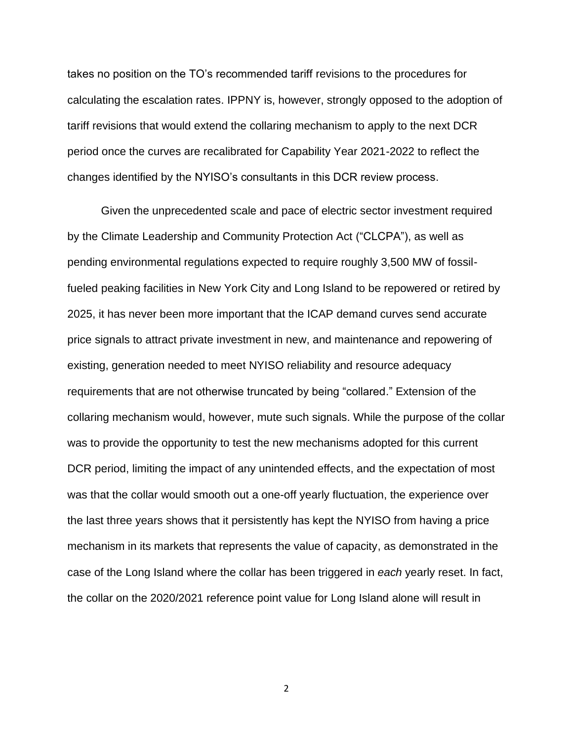takes no position on the TO's recommended tariff revisions to the procedures for calculating the escalation rates. IPPNY is, however, strongly opposed to the adoption of tariff revisions that would extend the collaring mechanism to apply to the next DCR period once the curves are recalibrated for Capability Year 2021-2022 to reflect the changes identified by the NYISO's consultants in this DCR review process.

Given the unprecedented scale and pace of electric sector investment required by the Climate Leadership and Community Protection Act ("CLCPA"), as well as pending environmental regulations expected to require roughly 3,500 MW of fossil-fueled peaking facilities in New York City and Long Island to be repowered or retired by 2025, it has never been more important that the ICAP demand curves send accurate price signals to attract private investment in new, and maintenance and repowering of existing, generation needed to meet NYISO reliability and resource adequacy requirements that are not otherwise truncated by being "collared." Extension of the collaring mechanism would, however, mute such signals. While the purpose of the collar was to provide the opportunity to test the new mechanisms adopted for this current DCR period, limiting the impact of any unintended effects, and the expectation of most was that the collar would smooth out a one-off yearly fluctuation, the experience over the last three years shows that it persistently has kept the NYISO from having a price mechanism in its markets that represents the value of capacity, as demonstrated in the case of the Long Island where the collar has been triggered in *each* yearly reset. In fact, the collar on the 2020/2021 reference point value for Long Island alone will result in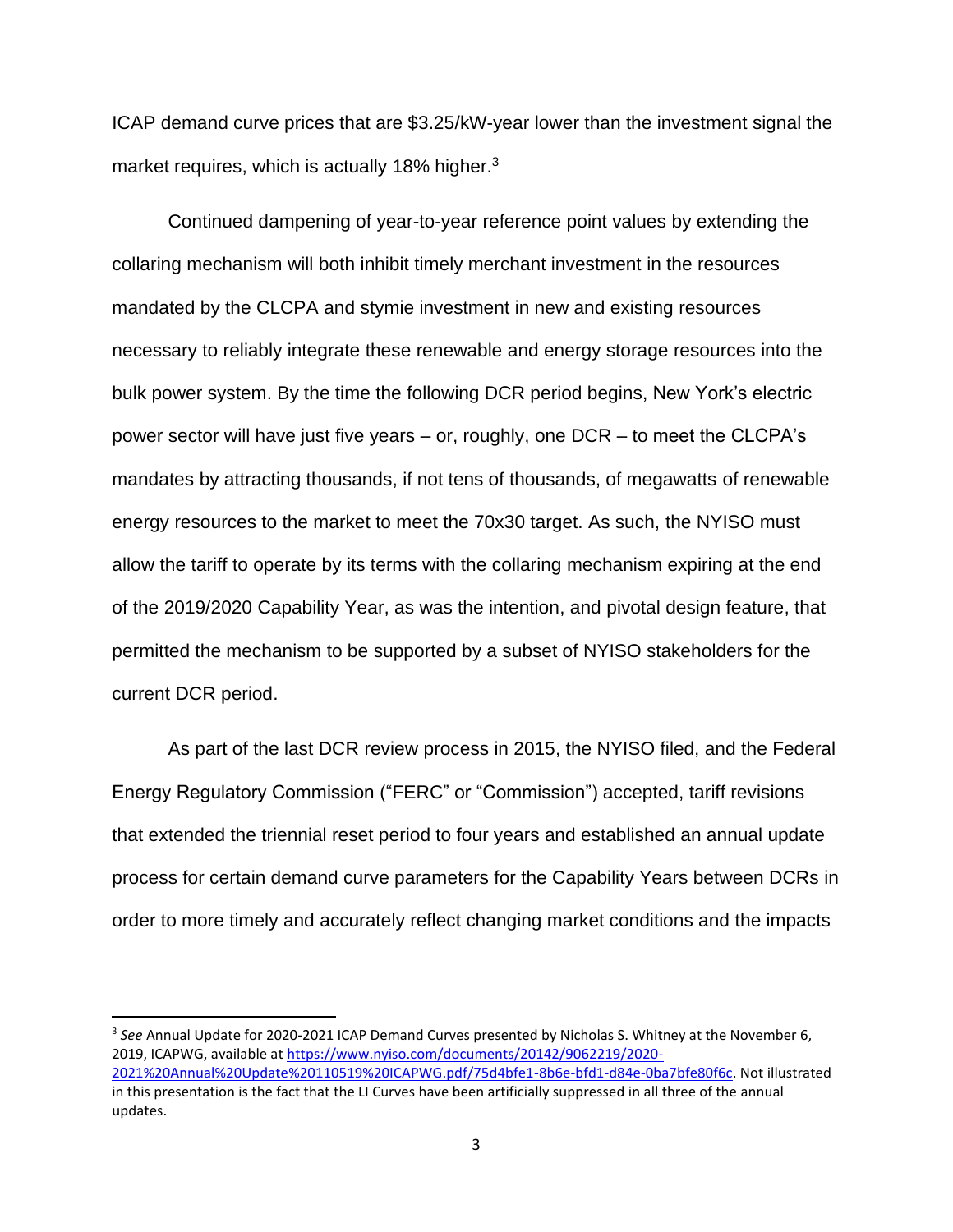ICAP demand curve prices that are $3.25/kW-year lower than the investment signal the market requires, which is actually 18% higher.[3]

Continued dampening of year-to-year reference point values by extending the collaring mechanism will both inhibit timely merchant investment in the resources mandated by the CLCPA and stymie investment in new and existing resources necessary to reliably integrate these renewable and energy storage resources into the bulk power system. By the time the following DCR period begins, New York's electric power sector will have just five years – or, roughly, one DCR – to meet the CLCPA's mandates by attracting thousands, if not tens of thousands, of megawatts of renewable energy resources to the market to meet the 70x30 target. As such, the NYISO must allow the tariff to operate by its terms with the collaring mechanism expiring at the end of the 2019/2020 Capability Year, as was the intention, and pivotal design feature, that permitted the mechanism to be supported by a subset of NYISO stakeholders for the current DCR period.

As part of the last DCR review process in 2015, the NYISO filed, and the Federal Energy Regulatory Commission ("FERC" or "Commission") accepted, tariff revisions that extended the triennial reset period to four years and established an annual update process for certain demand curve parameters for the Capability Years between DCRs in order to more timely and accurately reflect changing market conditions and the impacts

---

[3] *See* Annual Update for 2020-2021 ICAP Demand Curves presented by Nicholas S. Whitney at the November 6, 2019, ICAPWG, available at https://www.nyiso.com/documents/20142/9062219/2020-2021%20Annual%20Update%20110519%20ICAPWG.pdf/75d4bfe1-8b6e-bfd1-d84e-0ba7bfe80f6c. Not illustrated in this presentation is the fact that the LI Curves have been artificially suppressed in all three of the annual updates.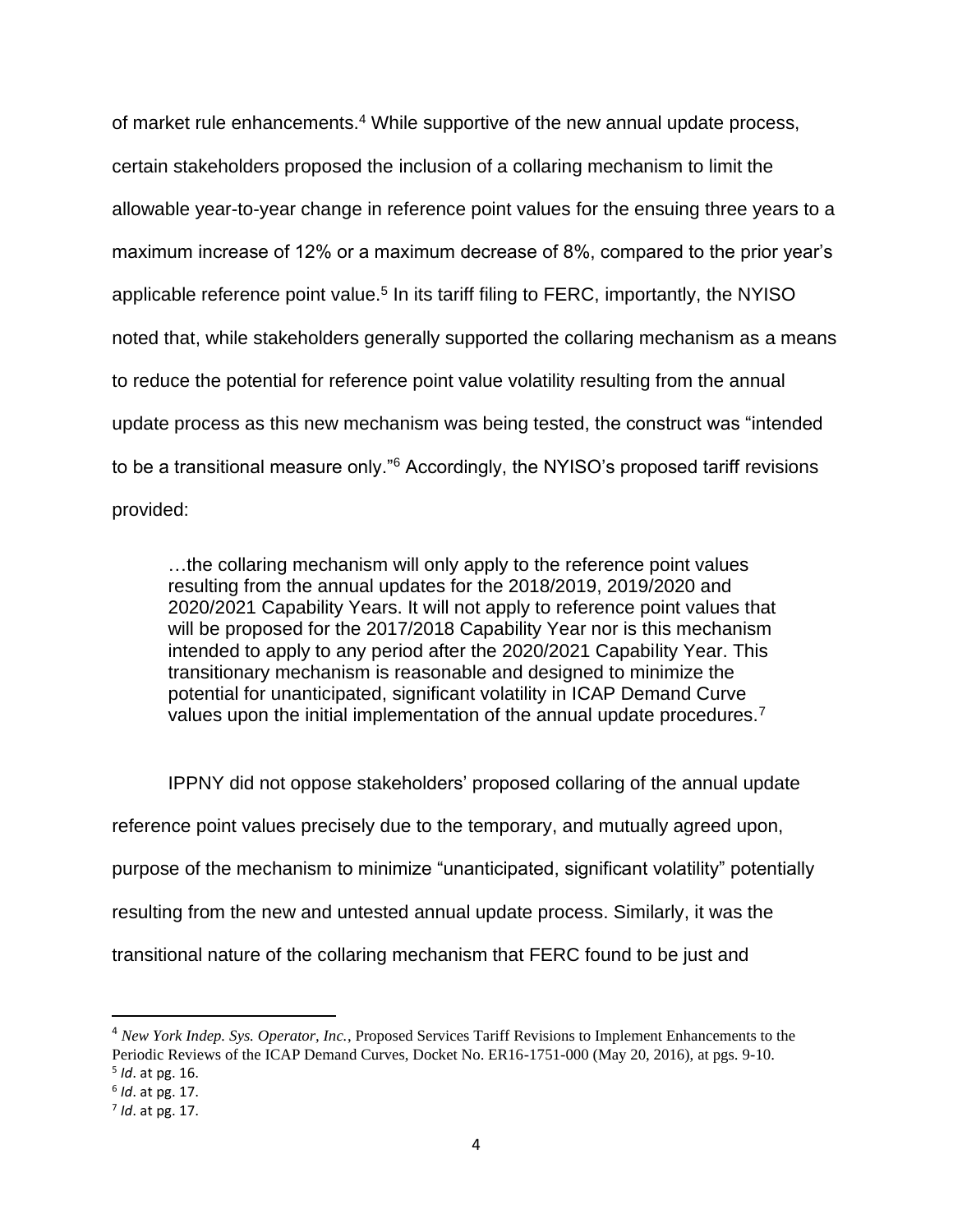of market rule enhancements.[4] While supportive of the new annual update process, certain stakeholders proposed the inclusion of a collaring mechanism to limit the allowable year-to-year change in reference point values for the ensuing three years to a maximum increase of 12% or a maximum decrease of 8%, compared to the prior year's applicable reference point value.[5] In its tariff filing to FERC, importantly, the NYISO noted that, while stakeholders generally supported the collaring mechanism as a means to reduce the potential for reference point value volatility resulting from the annual update process as this new mechanism was being tested, the construct was "intended to be a transitional measure only."[6] Accordingly, the NYISO's proposed tariff revisions provided:

> …the collaring mechanism will only apply to the reference point values resulting from the annual updates for the 2018/2019, 2019/2020 and 2020/2021 Capability Years. It will not apply to reference point values that will be proposed for the 2017/2018 Capability Year nor is this mechanism intended to apply to any period after the 2020/2021 Capability Year. This transitionary mechanism is reasonable and designed to minimize the potential for unanticipated, significant volatility in ICAP Demand Curve values upon the initial implementation of the annual update procedures.[7]

IPPNY did not oppose stakeholders' proposed collaring of the annual update reference point values precisely due to the temporary, and mutually agreed upon, purpose of the mechanism to minimize "unanticipated, significant volatility" potentially resulting from the new and untested annual update process. Similarly, it was the transitional nature of the collaring mechanism that FERC found to be just and

---

[4] *New York Indep. Sys. Operator, Inc.*, Proposed Services Tariff Revisions to Implement Enhancements to the Periodic Reviews of the ICAP Demand Curves, Docket No. ER16-1751-000 (May 20, 2016), at pgs. 9-10.

[5] *Id*. at pg. 16.

[6] *Id*. at pg. 17.

[7] *Id*. at pg. 17.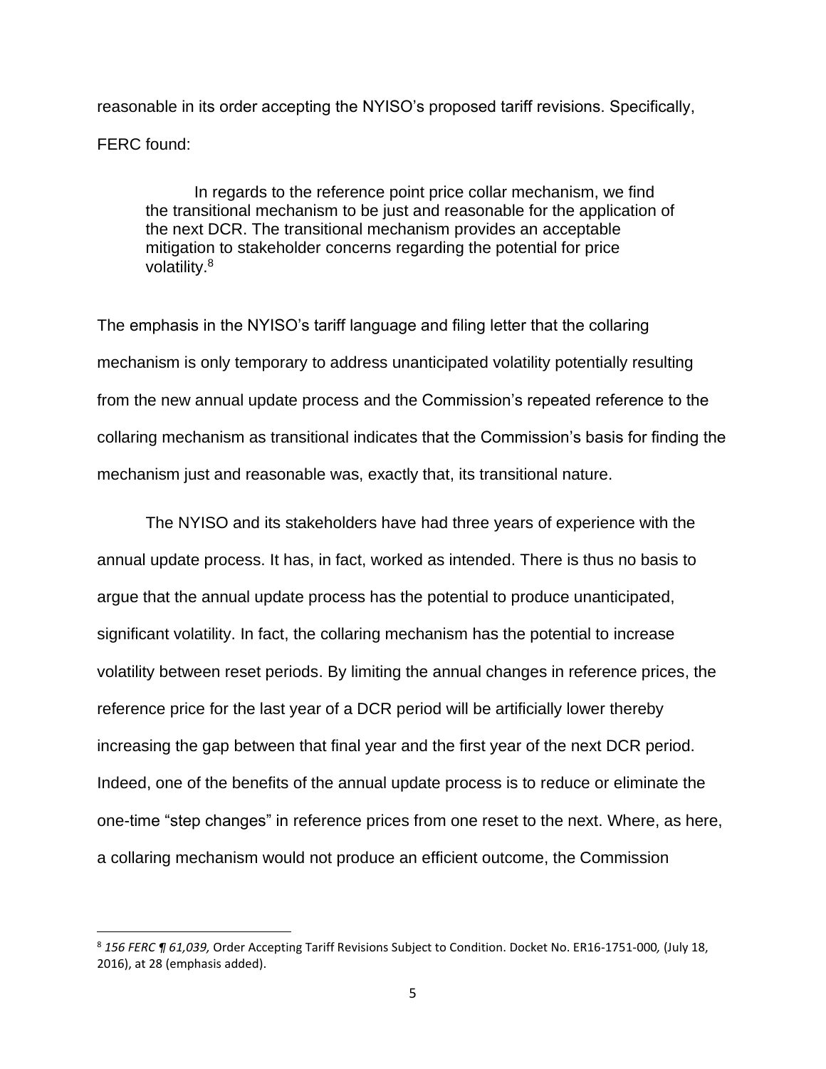reasonable in its order accepting the NYISO's proposed tariff revisions. Specifically, FERC found:

> In regards to the reference point price collar mechanism, we find the transitional mechanism to be just and reasonable for the application of the next DCR. The transitional mechanism provides an acceptable mitigation to stakeholder concerns regarding the potential for price volatility.[8]

The emphasis in the NYISO's tariff language and filing letter that the collaring mechanism is only temporary to address unanticipated volatility potentially resulting from the new annual update process and the Commission's repeated reference to the collaring mechanism as transitional indicates that the Commission's basis for finding the mechanism just and reasonable was, exactly that, its transitional nature.

The NYISO and its stakeholders have had three years of experience with the annual update process. It has, in fact, worked as intended. There is thus no basis to argue that the annual update process has the potential to produce unanticipated, significant volatility. In fact, the collaring mechanism has the potential to increase volatility between reset periods. By limiting the annual changes in reference prices, the reference price for the last year of a DCR period will be artificially lower thereby increasing the gap between that final year and the first year of the next DCR period. Indeed, one of the benefits of the annual update process is to reduce or eliminate the one-time "step changes" in reference prices from one reset to the next. Where, as here, a collaring mechanism would not produce an efficient outcome, the Commission

---

[8] *156 FERC ¶ 61,039,* Order Accepting Tariff Revisions Subject to Condition. Docket No. ER16-1751-000*,* (July 18, 2016), at 28 (emphasis added).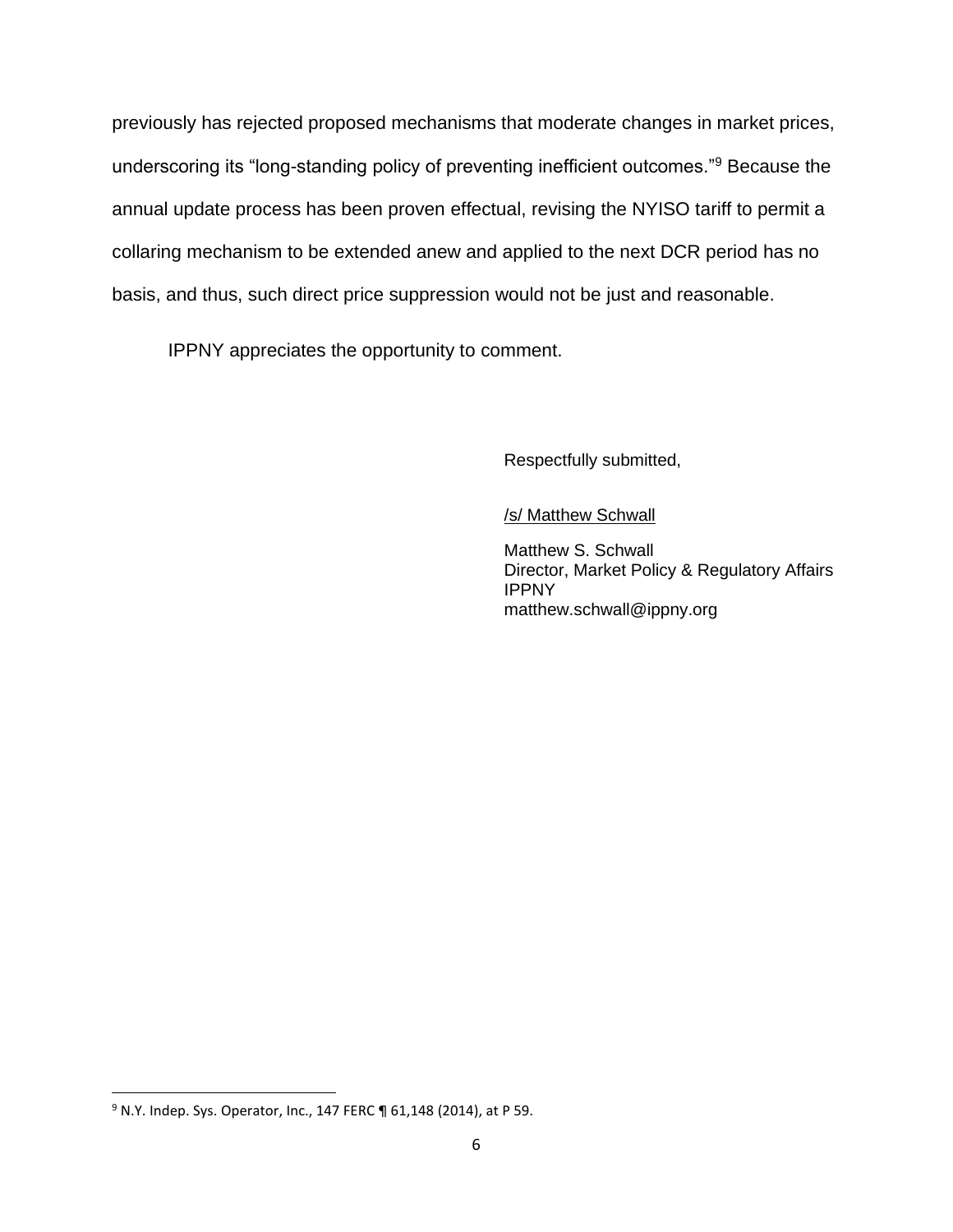previously has rejected proposed mechanisms that moderate changes in market prices, underscoring its "long-standing policy of preventing inefficient outcomes."[9] Because the annual update process has been proven effectual, revising the NYISO tariff to permit a collaring mechanism to be extended anew and applied to the next DCR period has no basis, and thus, such direct price suppression would not be just and reasonable.

IPPNY appreciates the opportunity to comment.

Respectfully submitted,

/s/ Matthew Schwall

Matthew S. Schwall
Director, Market Policy & Regulatory Affairs
IPPNY
matthew.schwall@ippny.org

---

[9] N.Y. Indep. Sys. Operator, Inc., 147 FERC ¶ 61,148 (2014), at P 59.